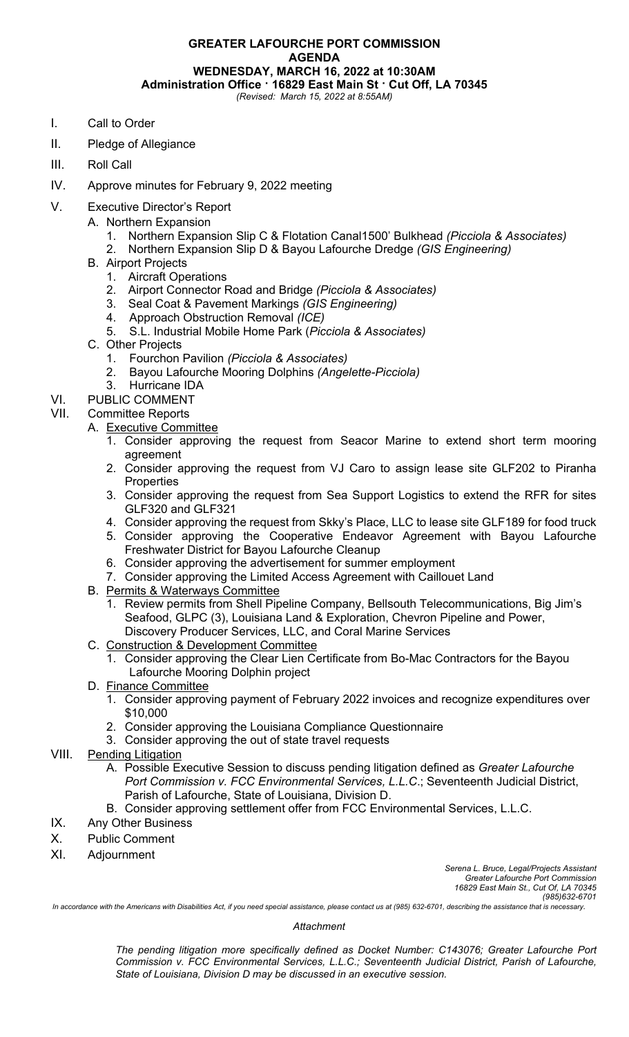# GREATER LAFOURCHE PORT COMMISSION
## AGENDA
## WEDNESDAY, MARCH 16, 2022 at 10:30AM
**Administration Office · 16829 East Main St · Cut Off, LA 70345**

*(Revised: March 15, 2022 at 8:55AM)*

I. Call to Order

II. Pledge of Allegiance

III. Roll Call

IV. Approve minutes for February 9, 2022 meeting

V. Executive Director's Report
   - A. Northern Expansion
     1. Northern Expansion Slip C & Flotation Canal1500' Bulkhead *(Picciola & Associates)*
     2. Northern Expansion Slip D & Bayou Lafourche Dredge *(GIS Engineering)*
   - B. Airport Projects
     1. Aircraft Operations
     2. Airport Connector Road and Bridge *(Picciola & Associates)*
     3. Seal Coat & Pavement Markings *(GIS Engineering)*
     4. Approach Obstruction Removal *(ICE)*
     5. S.L. Industrial Mobile Home Park (*Picciola & Associates)*
   - C. Other Projects
     1. Fourchon Pavilion *(Picciola & Associates)*
     2. Bayou Lafourche Mooring Dolphins *(Angelette-Picciola)*
     3. Hurricane IDA

VI. PUBLIC COMMENT

VII. Committee Reports
   - A. Executive Committee
     1. Consider approving the request from Seacor Marine to extend short term mooring agreement
     2. Consider approving the request from VJ Caro to assign lease site GLF202 to Piranha Properties
     3. Consider approving the request from Sea Support Logistics to extend the RFR for sites GLF320 and GLF321
     4. Consider approving the request from Skky's Place, LLC to lease site GLF189 for food truck
     5. Consider approving the Cooperative Endeavor Agreement with Bayou Lafourche Freshwater District for Bayou Lafourche Cleanup
     6. Consider approving the advertisement for summer employment
     7. Consider approving the Limited Access Agreement with Caillouet Land
   - B. Permits & Waterways Committee
     1. Review permits from Shell Pipeline Company, Bellsouth Telecommunications, Big Jim's Seafood, GLPC (3), Louisiana Land & Exploration, Chevron Pipeline and Power, Discovery Producer Services, LLC, and Coral Marine Services
   - C. Construction & Development Committee
     1. Consider approving the Clear Lien Certificate from Bo-Mac Contractors for the Bayou Lafourche Mooring Dolphin project
   - D. Finance Committee
     1. Consider approving payment of February 2022 invoices and recognize expenditures over $10,000
     2. Consider approving the Louisiana Compliance Questionnaire
     3. Consider approving the out of state travel requests

VIII. Pending Litigation
   - A. Possible Executive Session to discuss pending litigation defined as *Greater Lafourche Port Commission v. FCC Environmental Services, L.L.C*.; Seventeenth Judicial District, Parish of Lafourche, State of Louisiana, Division D.
   - B. Consider approving settlement offer from FCC Environmental Services, L.L.C.

IX. Any Other Business

X. Public Comment

XI. Adjournment

*Serena L. Bruce, Legal/Projects Assistant*
*Greater Lafourche Port Commission*
*16829 East Main St., Cut Of, LA 70345*
*(985)632-6701*

*In accordance with the Americans with Disabilities Act, if you need special assistance, please contact us at (985) 632-6701, describing the assistance that is necessary.*

*Attachment*

*The pending litigation more specifically defined as Docket Number: C143076; Greater Lafourche Port Commission v. FCC Environmental Services, L.L.C.; Seventeenth Judicial District, Parish of Lafourche, State of Louisiana, Division D may be discussed in an executive session.*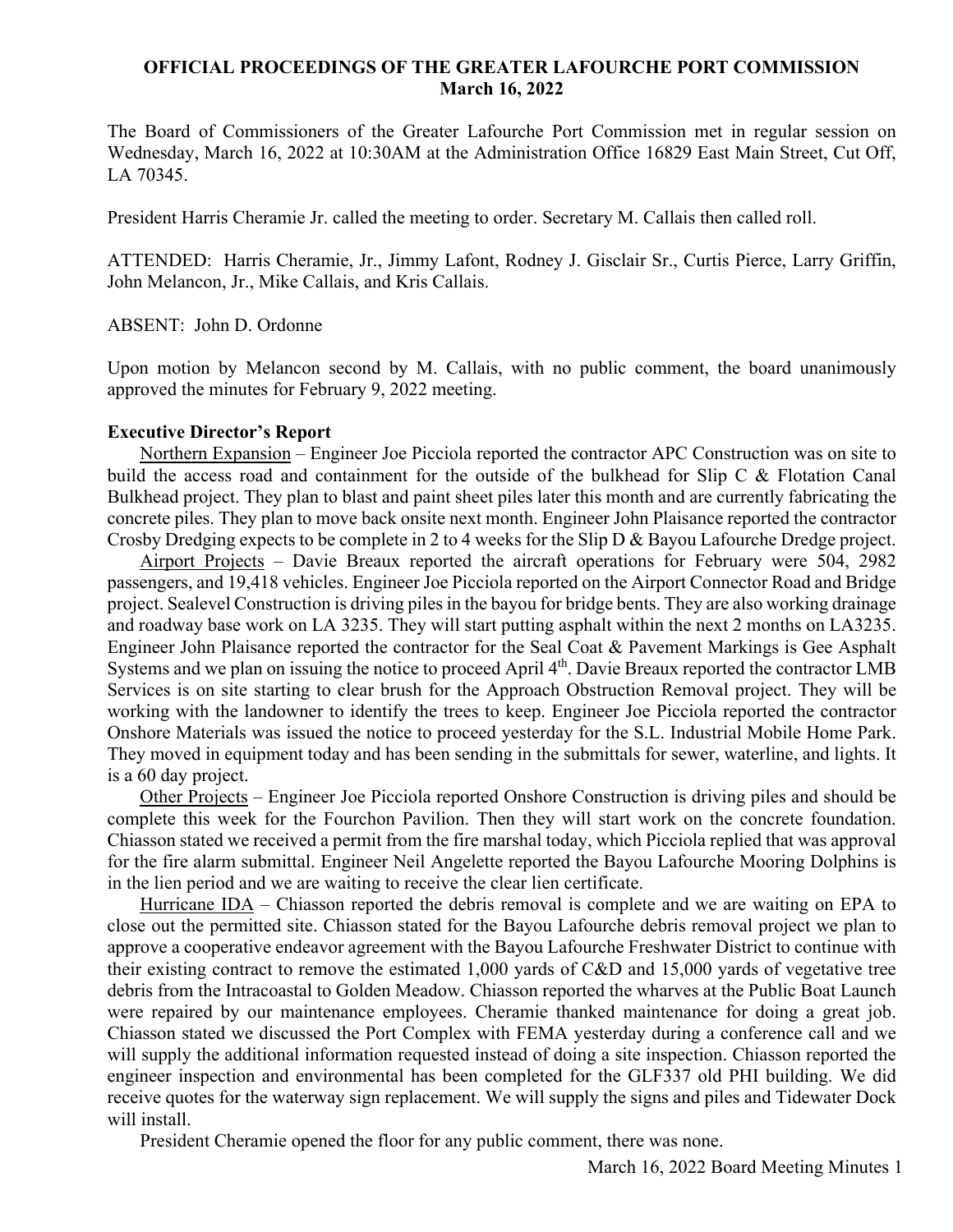**OFFICIAL PROCEEDINGS OF THE GREATER LAFOURCHE PORT COMMISSION**
**March 16, 2022**

The Board of Commissioners of the Greater Lafourche Port Commission met in regular session on Wednesday, March 16, 2022 at 10:30AM at the Administration Office 16829 East Main Street, Cut Off, LA 70345.

President Harris Cheramie Jr. called the meeting to order. Secretary M. Callais then called roll.

ATTENDED: Harris Cheramie, Jr., Jimmy Lafont, Rodney J. Gisclair Sr., Curtis Pierce, Larry Griffin, John Melancon, Jr., Mike Callais, and Kris Callais.

ABSENT: John D. Ordonne

Upon motion by Melancon second by M. Callais, with no public comment, the board unanimously approved the minutes for February 9, 2022 meeting.

**Executive Director's Report**

Northern Expansion – Engineer Joe Picciola reported the contractor APC Construction was on site to build the access road and containment for the outside of the bulkhead for Slip C & Flotation Canal Bulkhead project. They plan to blast and paint sheet piles later this month and are currently fabricating the concrete piles. They plan to move back onsite next month. Engineer John Plaisance reported the contractor Crosby Dredging expects to be complete in 2 to 4 weeks for the Slip D & Bayou Lafourche Dredge project.

Airport Projects – Davie Breaux reported the aircraft operations for February were 504, 2982 passengers, and 19,418 vehicles. Engineer Joe Picciola reported on the Airport Connector Road and Bridge project. Sealevel Construction is driving piles in the bayou for bridge bents. They are also working drainage and roadway base work on LA 3235. They will start putting asphalt within the next 2 months on LA3235. Engineer John Plaisance reported the contractor for the Seal Coat & Pavement Markings is Gee Asphalt Systems and we plan on issuing the notice to proceed April 4th. Davie Breaux reported the contractor LMB Services is on site starting to clear brush for the Approach Obstruction Removal project. They will be working with the landowner to identify the trees to keep. Engineer Joe Picciola reported the contractor Onshore Materials was issued the notice to proceed yesterday for the S.L. Industrial Mobile Home Park. They moved in equipment today and has been sending in the submittals for sewer, waterline, and lights. It is a 60 day project.

Other Projects – Engineer Joe Picciola reported Onshore Construction is driving piles and should be complete this week for the Fourchon Pavilion. Then they will start work on the concrete foundation. Chiasson stated we received a permit from the fire marshal today, which Picciola replied that was approval for the fire alarm submittal. Engineer Neil Angelette reported the Bayou Lafourche Mooring Dolphins is in the lien period and we are waiting to receive the clear lien certificate.

Hurricane IDA – Chiasson reported the debris removal is complete and we are waiting on EPA to close out the permitted site. Chiasson stated for the Bayou Lafourche debris removal project we plan to approve a cooperative endeavor agreement with the Bayou Lafourche Freshwater District to continue with their existing contract to remove the estimated 1,000 yards of C&D and 15,000 yards of vegetative tree debris from the Intracoastal to Golden Meadow. Chiasson reported the wharves at the Public Boat Launch were repaired by our maintenance employees. Cheramie thanked maintenance for doing a great job. Chiasson stated we discussed the Port Complex with FEMA yesterday during a conference call and we will supply the additional information requested instead of doing a site inspection. Chiasson reported the engineer inspection and environmental has been completed for the GLF337 old PHI building. We did receive quotes for the waterway sign replacement. We will supply the signs and piles and Tidewater Dock will install.

President Cheramie opened the floor for any public comment, there was none.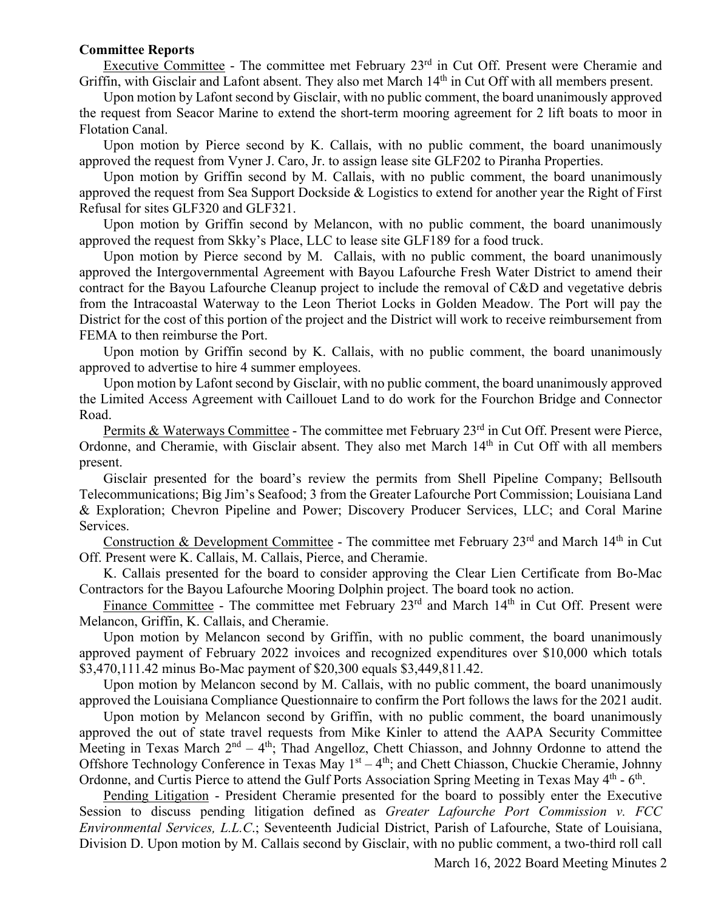**Committee Reports**

Executive Committee - The committee met February 23rd in Cut Off. Present were Cheramie and Griffin, with Gisclair and Lafont absent. They also met March 14th in Cut Off with all members present.

Upon motion by Lafont second by Gisclair, with no public comment, the board unanimously approved the request from Seacor Marine to extend the short-term mooring agreement for 2 lift boats to moor in Flotation Canal.

Upon motion by Pierce second by K. Callais, with no public comment, the board unanimously approved the request from Vyner J. Caro, Jr. to assign lease site GLF202 to Piranha Properties.

Upon motion by Griffin second by M. Callais, with no public comment, the board unanimously approved the request from Sea Support Dockside & Logistics to extend for another year the Right of First Refusal for sites GLF320 and GLF321.

Upon motion by Griffin second by Melancon, with no public comment, the board unanimously approved the request from Skky's Place, LLC to lease site GLF189 for a food truck.

Upon motion by Pierce second by M. Callais, with no public comment, the board unanimously approved the Intergovernmental Agreement with Bayou Lafourche Fresh Water District to amend their contract for the Bayou Lafourche Cleanup project to include the removal of C&D and vegetative debris from the Intracoastal Waterway to the Leon Theriot Locks in Golden Meadow. The Port will pay the District for the cost of this portion of the project and the District will work to receive reimbursement from FEMA to then reimburse the Port.

Upon motion by Griffin second by K. Callais, with no public comment, the board unanimously approved to advertise to hire 4 summer employees.

Upon motion by Lafont second by Gisclair, with no public comment, the board unanimously approved the Limited Access Agreement with Caillouet Land to do work for the Fourchon Bridge and Connector Road.

Permits & Waterways Committee - The committee met February 23rd in Cut Off. Present were Pierce, Ordonne, and Cheramie, with Gisclair absent. They also met March 14th in Cut Off with all members present.

Gisclair presented for the board's review the permits from Shell Pipeline Company; Bellsouth Telecommunications; Big Jim's Seafood; 3 from the Greater Lafourche Port Commission; Louisiana Land & Exploration; Chevron Pipeline and Power; Discovery Producer Services, LLC; and Coral Marine Services.

Construction & Development Committee - The committee met February 23rd and March 14th in Cut Off. Present were K. Callais, M. Callais, Pierce, and Cheramie.

K. Callais presented for the board to consider approving the Clear Lien Certificate from Bo-Mac Contractors for the Bayou Lafourche Mooring Dolphin project. The board took no action.

Finance Committee - The committee met February 23rd and March 14th in Cut Off. Present were Melancon, Griffin, K. Callais, and Cheramie.

Upon motion by Melancon second by Griffin, with no public comment, the board unanimously approved payment of February 2022 invoices and recognized expenditures over $10,000 which totals $3,470,111.42 minus Bo-Mac payment of $20,300 equals $3,449,811.42.

Upon motion by Melancon second by M. Callais, with no public comment, the board unanimously approved the Louisiana Compliance Questionnaire to confirm the Port follows the laws for the 2021 audit.

Upon motion by Melancon second by Griffin, with no public comment, the board unanimously approved the out of state travel requests from Mike Kinler to attend the AAPA Security Committee Meeting in Texas March 2nd – 4th; Thad Angelloz, Chett Chiasson, and Johnny Ordonne to attend the Offshore Technology Conference in Texas May 1st – 4th; and Chett Chiasson, Chuckie Cheramie, Johnny Ordonne, and Curtis Pierce to attend the Gulf Ports Association Spring Meeting in Texas May 4th - 6th.

Pending Litigation - President Cheramie presented for the board to possibly enter the Executive Session to discuss pending litigation defined as *Greater Lafourche Port Commission v. FCC Environmental Services, L.L.C.*; Seventeenth Judicial District, Parish of Lafourche, State of Louisiana, Division D. Upon motion by M. Callais second by Gisclair, with no public comment, a two-third roll call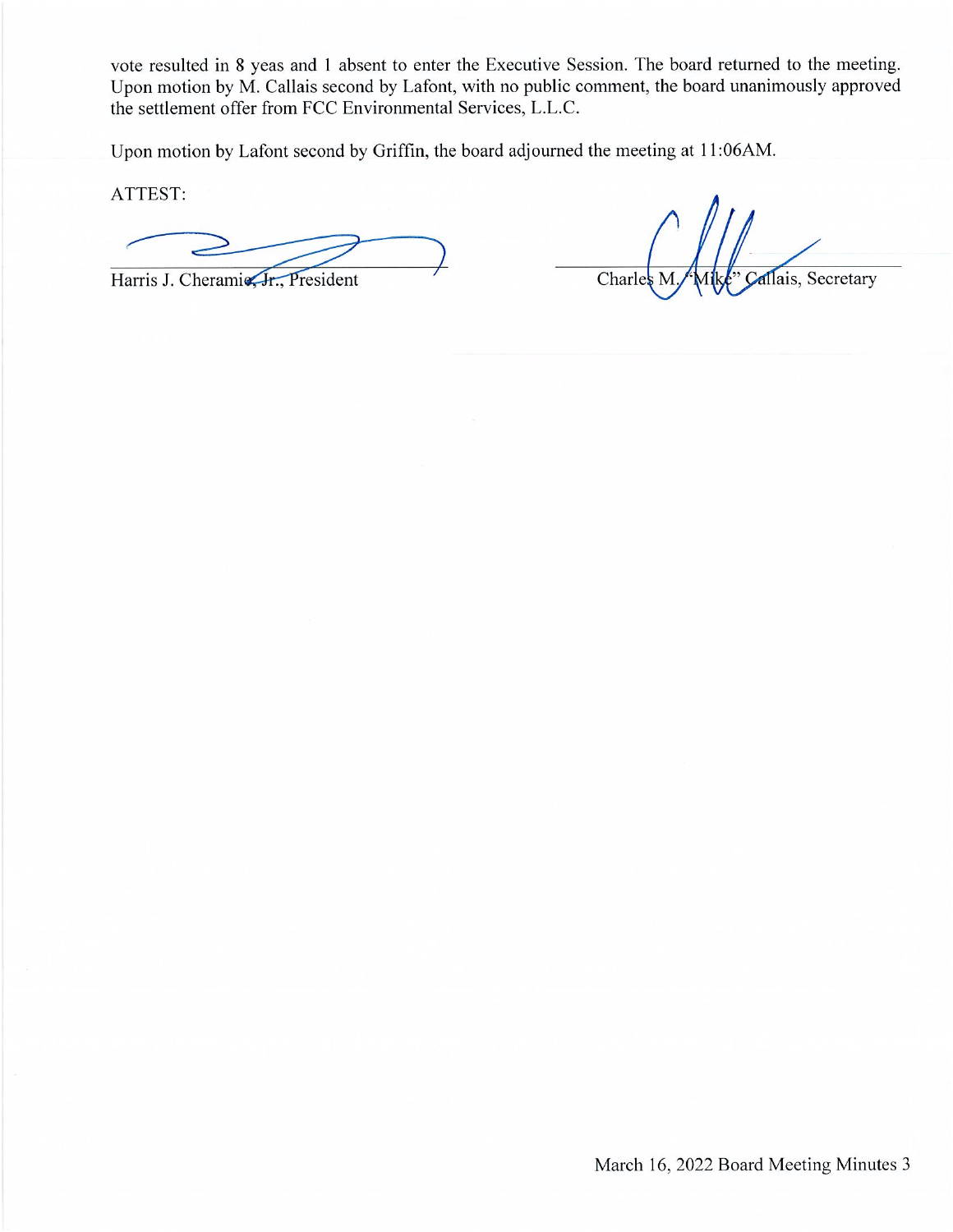vote resulted in 8 yeas and 1 absent to enter the Executive Session. The board returned to the meeting. Upon motion by M. Callais second by Lafont, with no public comment, the board unanimously approved the settlement offer from FCC Environmental Services, L.L.C.

Upon motion by Lafont second by Griffin, the board adjourned the meeting at 11:06AM.

ATTEST:

Harris J. Cheramie, Jr., President

Charles M. "Mike" Callais, Secretary